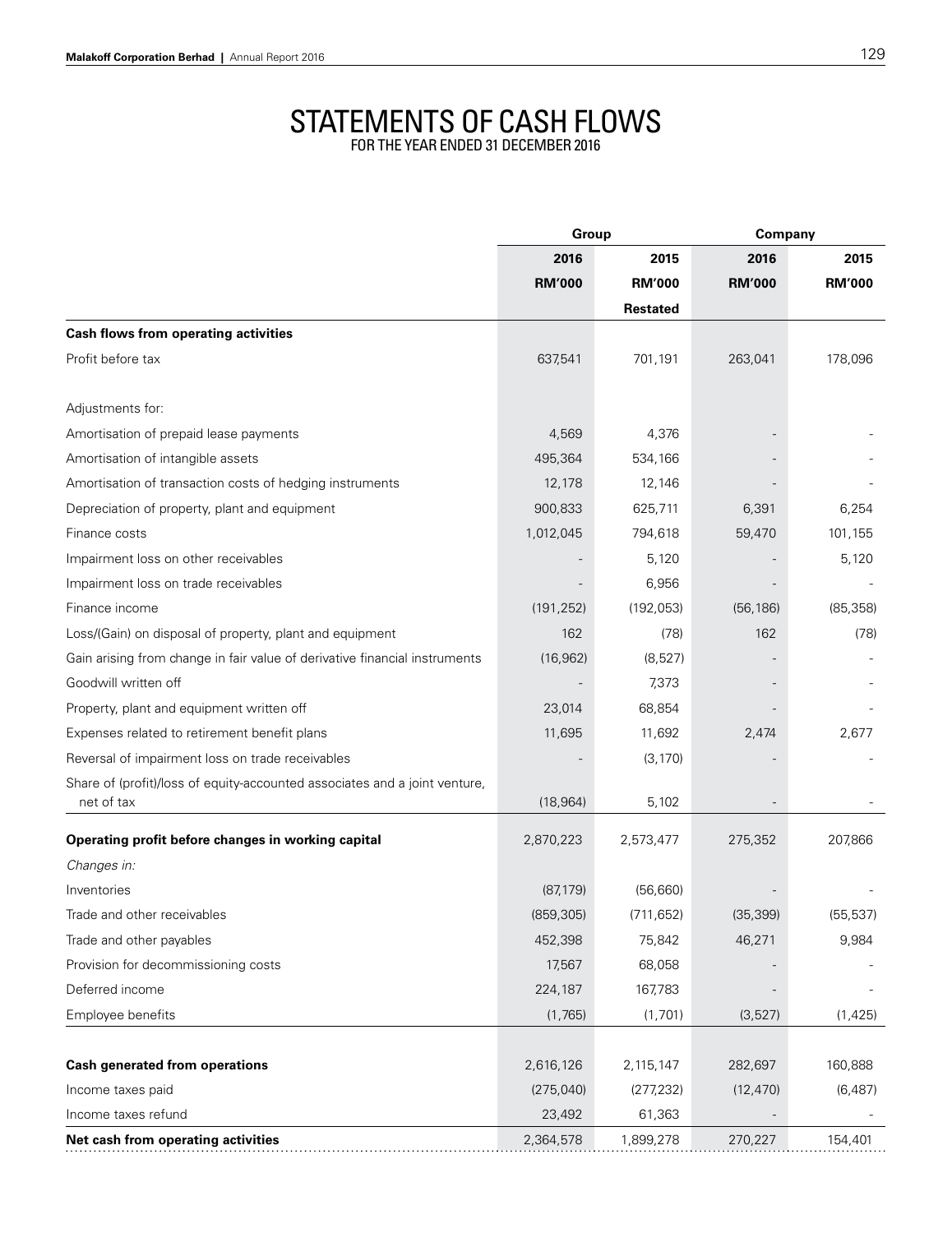# STATEMENTS OF CASH FLOWS

FOR THE YEAR ENDED 31 DECEMBER 2016

| | Group | | Company | |
|---|---|---|---|---|
| | 2016 | 2015 | 2016 | 2015 |
| | RM'000 | RM'000 | RM'000 | RM'000 |
| | | Restated | | |
| **Cash flows from operating activities** | | | | |
| Profit before tax | 637,541 | 701,191 | 263,041 | 178,096 |
| Adjustments for: | | | | |
| Amortisation of prepaid lease payments | 4,569 | 4,376 | - | - |
| Amortisation of intangible assets | 495,364 | 534,166 | - | - |
| Amortisation of transaction costs of hedging instruments | 12,178 | 12,146 | - | - |
| Depreciation of property, plant and equipment | 900,833 | 625,711 | 6,391 | 6,254 |
| Finance costs | 1,012,045 | 794,618 | 59,470 | 101,155 |
| Impairment loss on other receivables | - | 5,120 | - | 5,120 |
| Impairment loss on trade receivables | - | 6,956 | - | - |
| Finance income | (191,252) | (192,053) | (56,186) | (85,358) |
| Loss/(Gain) on disposal of property, plant and equipment | 162 | (78) | 162 | (78) |
| Gain arising from change in fair value of derivative financial instruments | (16,962) | (8,527) | - | - |
| Goodwill written off | - | 7,373 | - | - |
| Property, plant and equipment written off | 23,014 | 68,854 | - | - |
| Expenses related to retirement benefit plans | 11,695 | 11,692 | 2,474 | 2,677 |
| Reversal of impairment loss on trade receivables | - | (3,170) | - | - |
| Share of (profit)/loss of equity-accounted associates and a joint venture, net of tax | (18,964) | 5,102 | - | - |
| **Operating profit before changes in working capital** | 2,870,223 | 2,573,477 | 275,352 | 207,866 |
| *Changes in:* | | | | |
| Inventories | (87,179) | (56,660) | - | - |
| Trade and other receivables | (859,305) | (711,652) | (35,399) | (55,537) |
| Trade and other payables | 452,398 | 75,842 | 46,271 | 9,984 |
| Provision for decommissioning costs | 17,567 | 68,058 | - | - |
| Deferred income | 224,187 | 167,783 | - | - |
| Employee benefits | (1,765) | (1,701) | (3,527) | (1,425) |
| **Cash generated from operations** | 2,616,126 | 2,115,147 | 282,697 | 160,888 |
| Income taxes paid | (275,040) | (277,232) | (12,470) | (6,487) |
| Income taxes refund | 23,492 | 61,363 | - | - |
| **Net cash from operating activities** | 2,364,578 | 1,899,278 | 270,227 | 154,401 |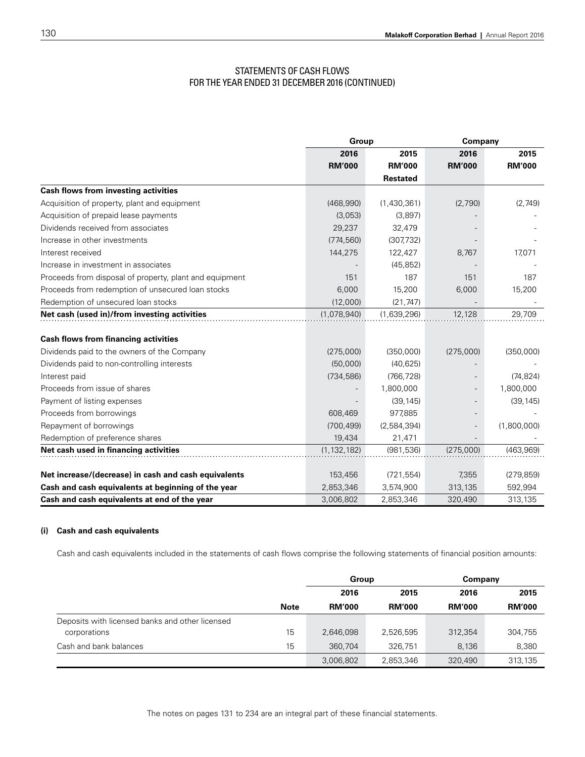# STATEMENTS OF CASH FLOWS
## FOR THE YEAR ENDED 31 DECEMBER 2016 (CONTINUED)

| | Group | | Company | |
|---|---|---|---|---|
| | 2016 | 2015 | 2016 | 2015 |
| | RM'000 | RM'000 | RM'000 | RM'000 |
| | | Restated | | |
| **Cash flows from investing activities** | | | | |
| Acquisition of property, plant and equipment | (468,990) | (1,430,361) | (2,790) | (2,749) |
| Acquisition of prepaid lease payments | (3,053) | (3,897) | - | - |
| Dividends received from associates | 29,237 | 32,479 | - | - |
| Increase in other investments | (774,560) | (307,732) | - | - |
| Interest received | 144,275 | 122,427 | 8,767 | 17,071 |
| Increase in investment in associates | - | (45,852) | - | - |
| Proceeds from disposal of property, plant and equipment | 151 | 187 | 151 | 187 |
| Proceeds from redemption of unsecured loan stocks | 6,000 | 15,200 | 6,000 | 15,200 |
| Redemption of unsecured loan stocks | (12,000) | (21,747) | - | - |
| **Net cash (used in)/from investing activities** | (1,078,940) | (1,639,296) | 12,128 | 29,709 |
| **Cash flows from financing activities** | | | | |
| Dividends paid to the owners of the Company | (275,000) | (350,000) | (275,000) | (350,000) |
| Dividends paid to non-controlling interests | (50,000) | (40,625) | - | - |
| Interest paid | (734,586) | (766,728) | - | (74,824) |
| Proceeds from issue of shares | - | 1,800,000 | - | 1,800,000 |
| Payment of listing expenses | - | (39,145) | - | (39,145) |
| Proceeds from borrowings | 608,469 | 977,885 | - | - |
| Repayment of borrowings | (700,499) | (2,584,394) | - | (1,800,000) |
| Redemption of preference shares | 19,434 | 21,471 | - | - |
| **Net cash used in financing activities** | (1,132,182) | (981,536) | (275,000) | (463,969) |
| **Net increase/(decrease) in cash and cash equivalents** | 153,456 | (721,554) | 7,355 | (279,859) |
| **Cash and cash equivalents at beginning of the year** | 2,853,346 | 3,574,900 | 313,135 | 592,994 |
| **Cash and cash equivalents at end of the year** | 3,006,802 | 2,853,346 | 320,490 | 313,135 |

**(i) Cash and cash equivalents**

Cash and cash equivalents included in the statements of cash flows comprise the following statements of financial position amounts:

| | | Group | | Company | |
|---|---|---|---|---|---|
| | | 2016 | 2015 | 2016 | 2015 |
| | Note | RM'000 | RM'000 | RM'000 | RM'000 |
| Deposits with licensed banks and other licensed corporations | 15 | 2,646,098 | 2,526,595 | 312,354 | 304,755 |
| Cash and bank balances | 15 | 360,704 | 326,751 | 8,136 | 8,380 |
| | | 3,006,802 | 2,853,346 | 320,490 | 313,135 |

The notes on pages 131 to 234 are an integral part of these financial statements.